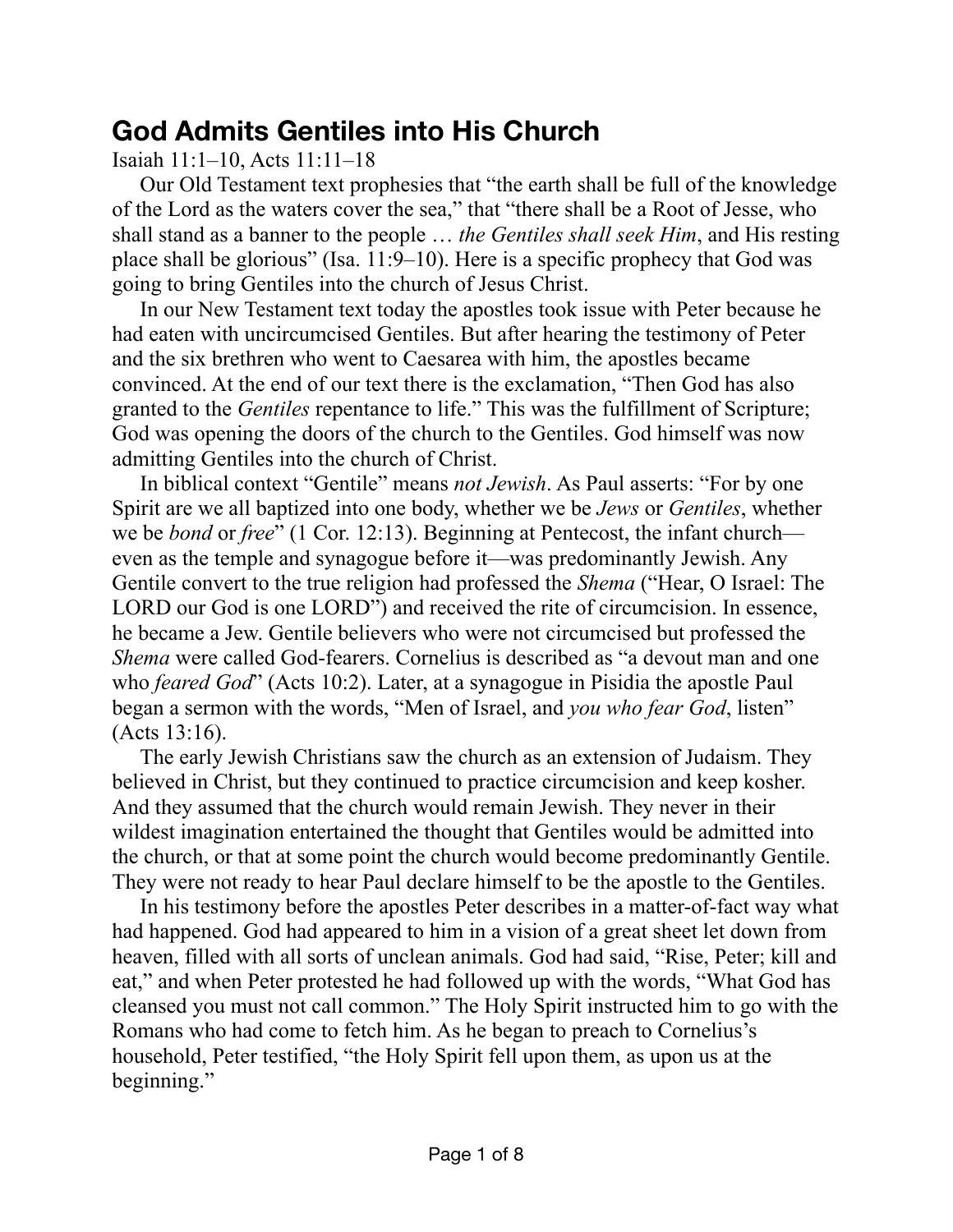# God Admits Gentiles into His Church

Isaiah 11:1–10, Acts 11:11–18

Our Old Testament text prophesies that "the earth shall be full of the knowledge of the Lord as the waters cover the sea," that "there shall be a Root of Jesse, who shall stand as a banner to the people … *the Gentiles shall seek Him*, and His resting place shall be glorious" (Isa. 11:9–10). Here is a specific prophecy that God was going to bring Gentiles into the church of Jesus Christ.

In our New Testament text today the apostles took issue with Peter because he had eaten with uncircumcised Gentiles. But after hearing the testimony of Peter and the six brethren who went to Caesarea with him, the apostles became convinced. At the end of our text there is the exclamation, "Then God has also granted to the *Gentiles* repentance to life." This was the fulfillment of Scripture; God was opening the doors of the church to the Gentiles. God himself was now admitting Gentiles into the church of Christ.

In biblical context "Gentile" means *not Jewish*. As Paul asserts: "For by one Spirit are we all baptized into one body, whether we be *Jews* or *Gentiles*, whether we be *bond* or *free*" (1 Cor. 12:13). Beginning at Pentecost, the infant church—even as the temple and synagogue before it—was predominantly Jewish. Any Gentile convert to the true religion had professed the *Shema* ("Hear, O Israel: The LORD our God is one LORD") and received the rite of circumcision. In essence, he became a Jew. Gentile believers who were not circumcised but professed the *Shema* were called God-fearers. Cornelius is described as "a devout man and one who *feared God*" (Acts 10:2). Later, at a synagogue in Pisidia the apostle Paul began a sermon with the words, "Men of Israel, and *you who fear God*, listen" (Acts 13:16).

The early Jewish Christians saw the church as an extension of Judaism. They believed in Christ, but they continued to practice circumcision and keep kosher. And they assumed that the church would remain Jewish. They never in their wildest imagination entertained the thought that Gentiles would be admitted into the church, or that at some point the church would become predominantly Gentile. They were not ready to hear Paul declare himself to be the apostle to the Gentiles.

In his testimony before the apostles Peter describes in a matter-of-fact way what had happened. God had appeared to him in a vision of a great sheet let down from heaven, filled with all sorts of unclean animals. God had said, "Rise, Peter; kill and eat," and when Peter protested he had followed up with the words, "What God has cleansed you must not call common." The Holy Spirit instructed him to go with the Romans who had come to fetch him. As he began to preach to Cornelius's household, Peter testified, "the Holy Spirit fell upon them, as upon us at the beginning."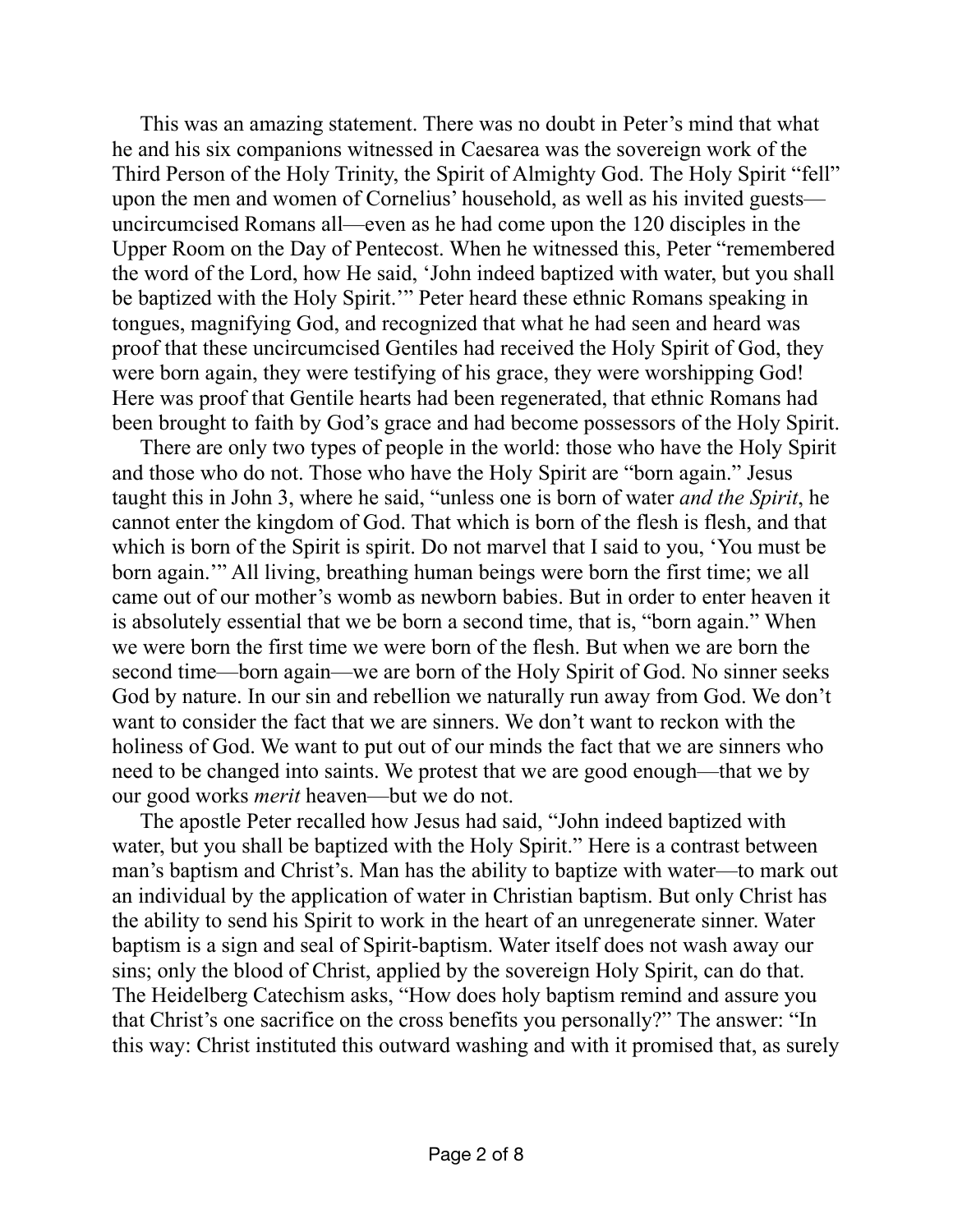This was an amazing statement. There was no doubt in Peter's mind that what he and his six companions witnessed in Caesarea was the sovereign work of the Third Person of the Holy Trinity, the Spirit of Almighty God. The Holy Spirit "fell" upon the men and women of Cornelius' household, as well as his invited guests—uncircumcised Romans all—even as he had come upon the 120 disciples in the Upper Room on the Day of Pentecost. When he witnessed this, Peter "remembered the word of the Lord, how He said, 'John indeed baptized with water, but you shall be baptized with the Holy Spirit.'" Peter heard these ethnic Romans speaking in tongues, magnifying God, and recognized that what he had seen and heard was proof that these uncircumcised Gentiles had received the Holy Spirit of God, they were born again, they were testifying of his grace, they were worshipping God! Here was proof that Gentile hearts had been regenerated, that ethnic Romans had been brought to faith by God's grace and had become possessors of the Holy Spirit.

There are only two types of people in the world: those who have the Holy Spirit and those who do not. Those who have the Holy Spirit are "born again." Jesus taught this in John 3, where he said, "unless one is born of water *and the Spirit*, he cannot enter the kingdom of God. That which is born of the flesh is flesh, and that which is born of the Spirit is spirit. Do not marvel that I said to you, 'You must be born again.'" All living, breathing human beings were born the first time; we all came out of our mother's womb as newborn babies. But in order to enter heaven it is absolutely essential that we be born a second time, that is, "born again." When we were born the first time we were born of the flesh. But when we are born the second time—born again—we are born of the Holy Spirit of God. No sinner seeks God by nature. In our sin and rebellion we naturally run away from God. We don't want to consider the fact that we are sinners. We don't want to reckon with the holiness of God. We want to put out of our minds the fact that we are sinners who need to be changed into saints. We protest that we are good enough—that we by our good works *merit* heaven—but we do not.

The apostle Peter recalled how Jesus had said, "John indeed baptized with water, but you shall be baptized with the Holy Spirit." Here is a contrast between man's baptism and Christ's. Man has the ability to baptize with water—to mark out an individual by the application of water in Christian baptism. But only Christ has the ability to send his Spirit to work in the heart of an unregenerate sinner. Water baptism is a sign and seal of Spirit-baptism. Water itself does not wash away our sins; only the blood of Christ, applied by the sovereign Holy Spirit, can do that. The Heidelberg Catechism asks, "How does holy baptism remind and assure you that Christ's one sacrifice on the cross benefits you personally?" The answer: "In this way: Christ instituted this outward washing and with it promised that, as surely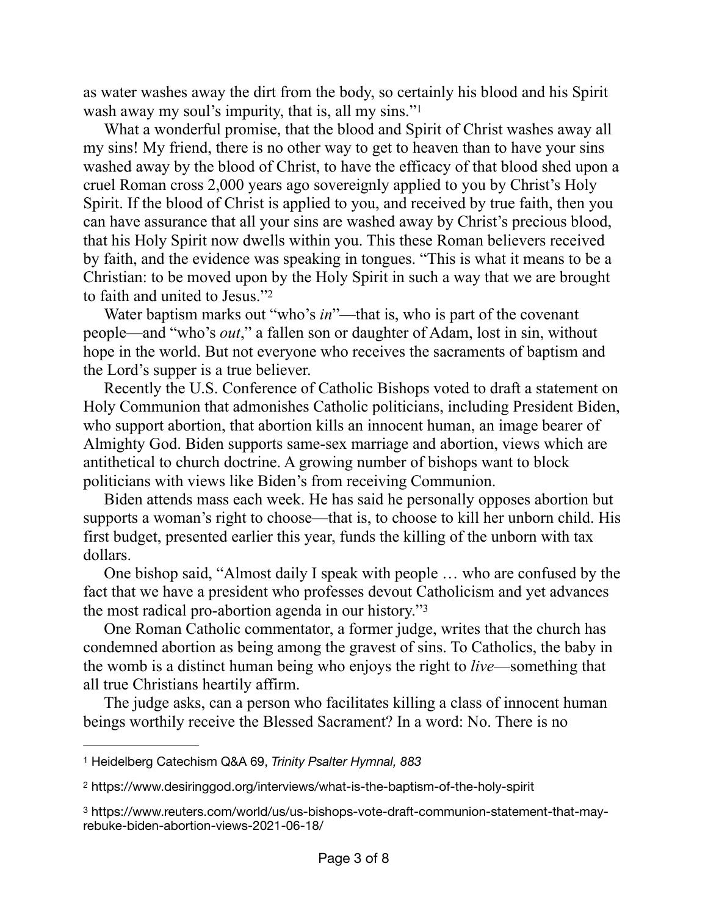as water washes away the dirt from the body, so certainly his blood and his Spirit wash away my soul's impurity, that is, all my sins."[1]

What a wonderful promise, that the blood and Spirit of Christ washes away all my sins! My friend, there is no other way to get to heaven than to have your sins washed away by the blood of Christ, to have the efficacy of that blood shed upon a cruel Roman cross 2,000 years ago sovereignly applied to you by Christ's Holy Spirit. If the blood of Christ is applied to you, and received by true faith, then you can have assurance that all your sins are washed away by Christ's precious blood, that his Holy Spirit now dwells within you. This these Roman believers received by faith, and the evidence was speaking in tongues. "This is what it means to be a Christian: to be moved upon by the Holy Spirit in such a way that we are brought to faith and united to Jesus."[2]

Water baptism marks out "who's *in*"—that is, who is part of the covenant people—and "who's *out*," a fallen son or daughter of Adam, lost in sin, without hope in the world. But not everyone who receives the sacraments of baptism and the Lord's supper is a true believer.

Recently the U.S. Conference of Catholic Bishops voted to draft a statement on Holy Communion that admonishes Catholic politicians, including President Biden, who support abortion, that abortion kills an innocent human, an image bearer of Almighty God. Biden supports same-sex marriage and abortion, views which are antithetical to church doctrine. A growing number of bishops want to block politicians with views like Biden's from receiving Communion.

Biden attends mass each week. He has said he personally opposes abortion but supports a woman's right to choose—that is, to choose to kill her unborn child. His first budget, presented earlier this year, funds the killing of the unborn with tax dollars.

One bishop said, "Almost daily I speak with people … who are confused by the fact that we have a president who professes devout Catholicism and yet advances the most radical pro-abortion agenda in our history."[3]

One Roman Catholic commentator, a former judge, writes that the church has condemned abortion as being among the gravest of sins. To Catholics, the baby in the womb is a distinct human being who enjoys the right to *live*—something that all true Christians heartily affirm.

The judge asks, can a person who facilitates killing a class of innocent human beings worthily receive the Blessed Sacrament? In a word: No. There is no

---

[1] Heidelberg Catechism Q&A 69, *Trinity Psalter Hymnal, 883*

[2] https://www.desiringgod.org/interviews/what-is-the-baptism-of-the-holy-spirit

[3] https://www.reuters.com/world/us/us-bishops-vote-draft-communion-statement-that-may-rebuke-biden-abortion-views-2021-06-18/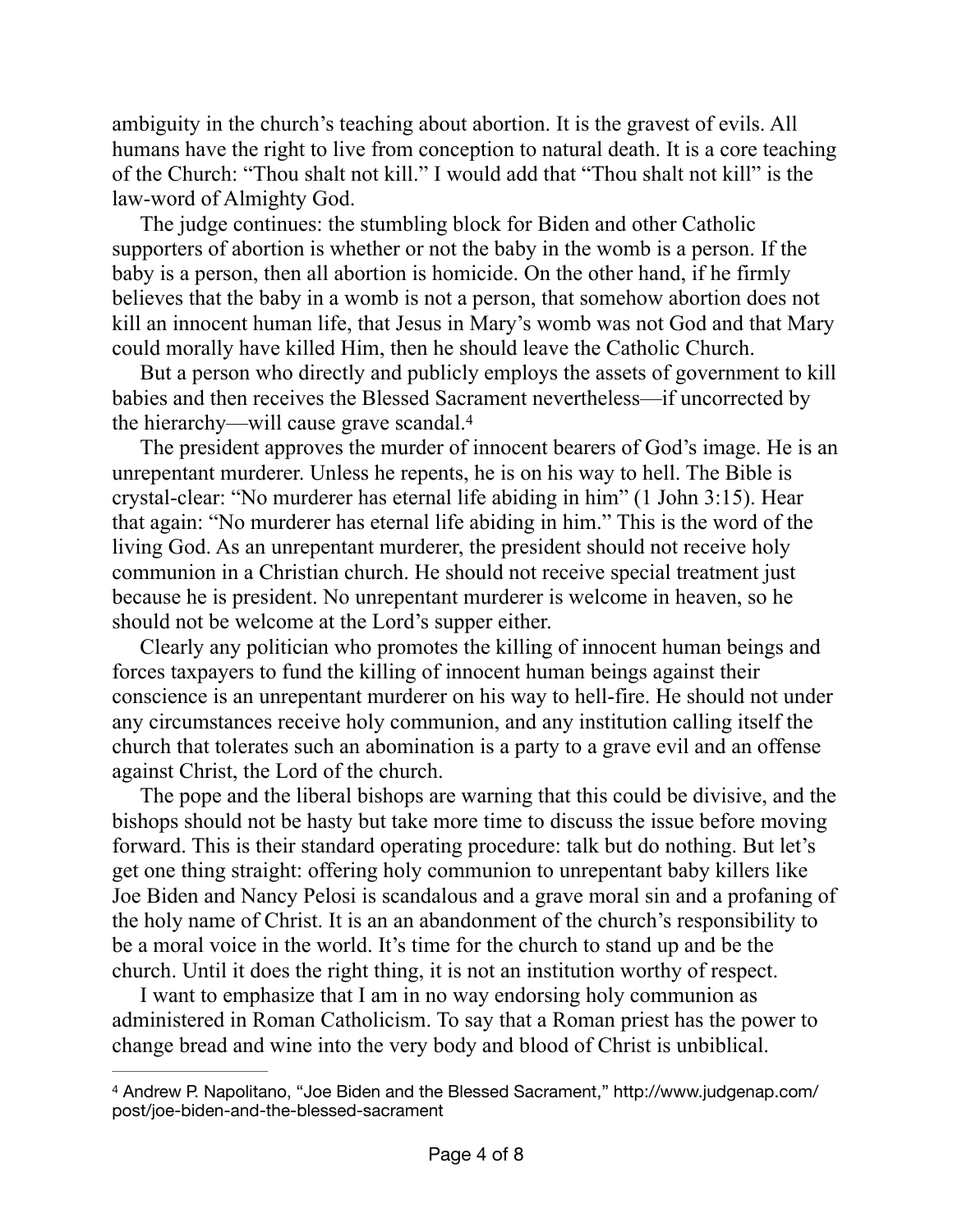ambiguity in the church's teaching about abortion. It is the gravest of evils. All humans have the right to live from conception to natural death. It is a core teaching of the Church: "Thou shalt not kill." I would add that "Thou shalt not kill" is the law-word of Almighty God.

The judge continues: the stumbling block for Biden and other Catholic supporters of abortion is whether or not the baby in the womb is a person. If the baby is a person, then all abortion is homicide. On the other hand, if he firmly believes that the baby in a womb is not a person, that somehow abortion does not kill an innocent human life, that Jesus in Mary's womb was not God and that Mary could morally have killed Him, then he should leave the Catholic Church.

But a person who directly and publicly employs the assets of government to kill babies and then receives the Blessed Sacrament nevertheless—if uncorrected by the hierarchy—will cause grave scandal.[4]

The president approves the murder of innocent bearers of God's image. He is an unrepentant murderer. Unless he repents, he is on his way to hell. The Bible is crystal-clear: "No murderer has eternal life abiding in him" (1 John 3:15). Hear that again: "No murderer has eternal life abiding in him." This is the word of the living God. As an unrepentant murderer, the president should not receive holy communion in a Christian church. He should not receive special treatment just because he is president. No unrepentant murderer is welcome in heaven, so he should not be welcome at the Lord's supper either.

Clearly any politician who promotes the killing of innocent human beings and forces taxpayers to fund the killing of innocent human beings against their conscience is an unrepentant murderer on his way to hell-fire. He should not under any circumstances receive holy communion, and any institution calling itself the church that tolerates such an abomination is a party to a grave evil and an offense against Christ, the Lord of the church.

The pope and the liberal bishops are warning that this could be divisive, and the bishops should not be hasty but take more time to discuss the issue before moving forward. This is their standard operating procedure: talk but do nothing. But let's get one thing straight: offering holy communion to unrepentant baby killers like Joe Biden and Nancy Pelosi is scandalous and a grave moral sin and a profaning of the holy name of Christ. It is an an abandonment of the church's responsibility to be a moral voice in the world. It's time for the church to stand up and be the church. Until it does the right thing, it is not an institution worthy of respect.

I want to emphasize that I am in no way endorsing holy communion as administered in Roman Catholicism. To say that a Roman priest has the power to change bread and wine into the very body and blood of Christ is unbiblical.

---

[4] Andrew P. Napolitano, "Joe Biden and the Blessed Sacrament," http://www.judgenap.com/post/joe-biden-and-the-blessed-sacrament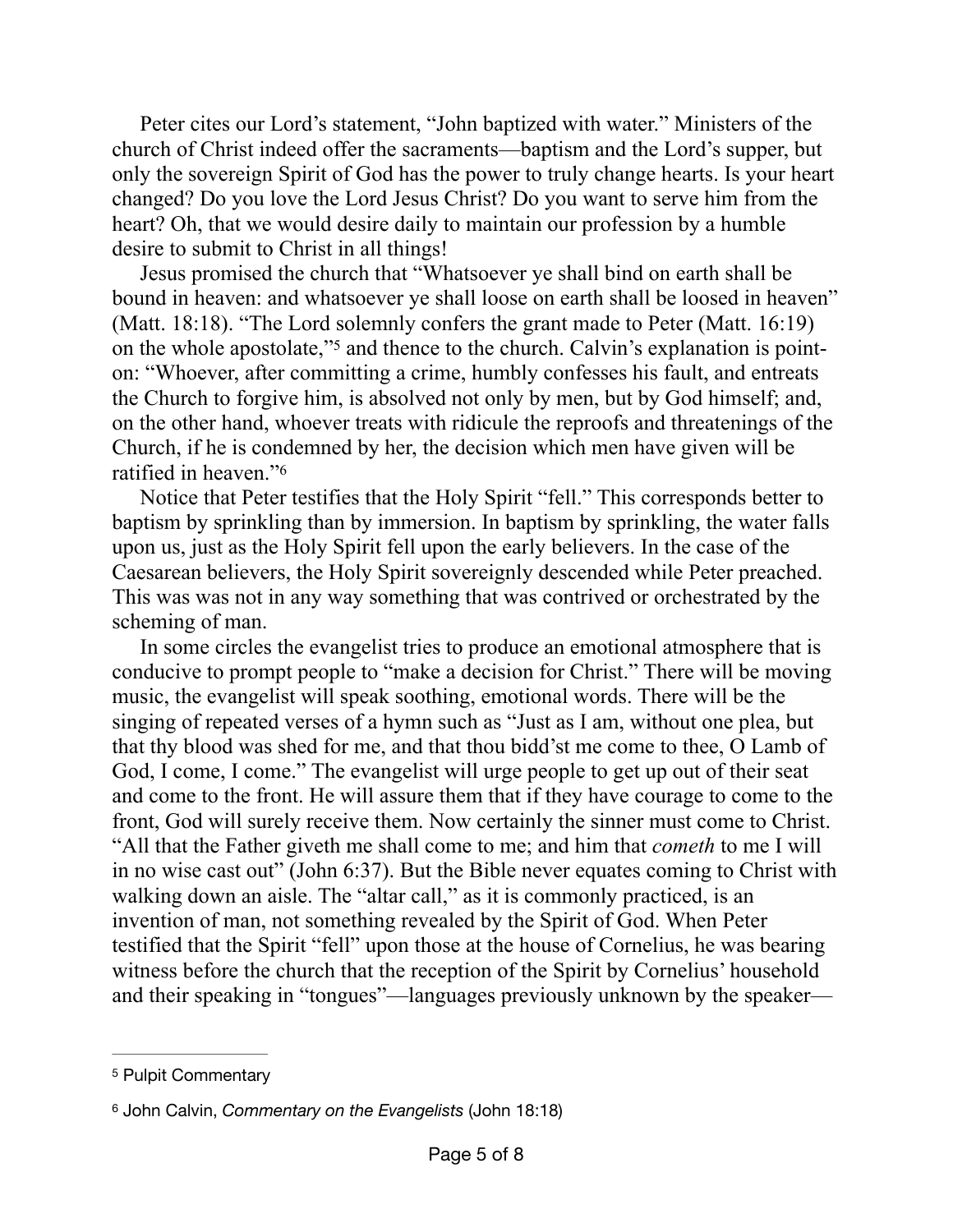Peter cites our Lord's statement, "John baptized with water." Ministers of the church of Christ indeed offer the sacraments—baptism and the Lord's supper, but only the sovereign Spirit of God has the power to truly change hearts. Is your heart changed? Do you love the Lord Jesus Christ? Do you want to serve him from the heart? Oh, that we would desire daily to maintain our profession by a humble desire to submit to Christ in all things!

Jesus promised the church that "Whatsoever ye shall bind on earth shall be bound in heaven: and whatsoever ye shall loose on earth shall be loosed in heaven" (Matt. 18:18). "The Lord solemnly confers the grant made to Peter (Matt. 16:19) on the whole apostolate,"[5] and thence to the church. Calvin's explanation is point-on: "Whoever, after committing a crime, humbly confesses his fault, and entreats the Church to forgive him, is absolved not only by men, but by God himself; and, on the other hand, whoever treats with ridicule the reproofs and threatenings of the Church, if he is condemned by her, the decision which men have given will be ratified in heaven."[6]

Notice that Peter testifies that the Holy Spirit "fell." This corresponds better to baptism by sprinkling than by immersion. In baptism by sprinkling, the water falls upon us, just as the Holy Spirit fell upon the early believers. In the case of the Caesarean believers, the Holy Spirit sovereignly descended while Peter preached. This was was not in any way something that was contrived or orchestrated by the scheming of man.

In some circles the evangelist tries to produce an emotional atmosphere that is conducive to prompt people to "make a decision for Christ." There will be moving music, the evangelist will speak soothing, emotional words. There will be the singing of repeated verses of a hymn such as "Just as I am, without one plea, but that thy blood was shed for me, and that thou bidd'st me come to thee, O Lamb of God, I come, I come." The evangelist will urge people to get up out of their seat and come to the front. He will assure them that if they have courage to come to the front, God will surely receive them. Now certainly the sinner must come to Christ. "All that the Father giveth me shall come to me; and him that *cometh* to me I will in no wise cast out" (John 6:37). But the Bible never equates coming to Christ with walking down an aisle. The "altar call," as it is commonly practiced, is an invention of man, not something revealed by the Spirit of God. When Peter testified that the Spirit "fell" upon those at the house of Cornelius, he was bearing witness before the church that the reception of the Spirit by Cornelius' household and their speaking in "tongues"—languages previously unknown by the speaker—

---

[5] Pulpit Commentary

[6] John Calvin, *Commentary on the Evangelists* (John 18:18)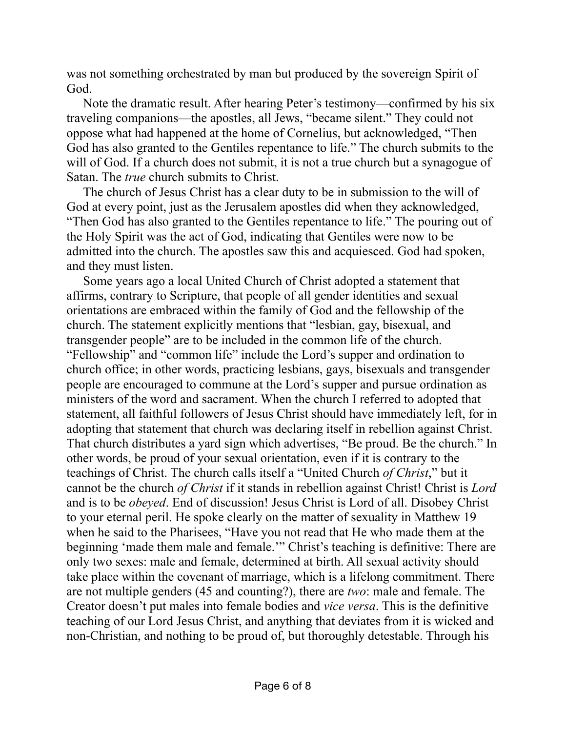was not something orchestrated by man but produced by the sovereign Spirit of God.

Note the dramatic result. After hearing Peter's testimony—confirmed by his six traveling companions—the apostles, all Jews, "became silent." They could not oppose what had happened at the home of Cornelius, but acknowledged, "Then God has also granted to the Gentiles repentance to life." The church submits to the will of God. If a church does not submit, it is not a true church but a synagogue of Satan. The *true* church submits to Christ.

The church of Jesus Christ has a clear duty to be in submission to the will of God at every point, just as the Jerusalem apostles did when they acknowledged, "Then God has also granted to the Gentiles repentance to life." The pouring out of the Holy Spirit was the act of God, indicating that Gentiles were now to be admitted into the church. The apostles saw this and acquiesced. God had spoken, and they must listen.

Some years ago a local United Church of Christ adopted a statement that affirms, contrary to Scripture, that people of all gender identities and sexual orientations are embraced within the family of God and the fellowship of the church. The statement explicitly mentions that "lesbian, gay, bisexual, and transgender people" are to be included in the common life of the church. "Fellowship" and "common life" include the Lord's supper and ordination to church office; in other words, practicing lesbians, gays, bisexuals and transgender people are encouraged to commune at the Lord's supper and pursue ordination as ministers of the word and sacrament. When the church I referred to adopted that statement, all faithful followers of Jesus Christ should have immediately left, for in adopting that statement that church was declaring itself in rebellion against Christ. That church distributes a yard sign which advertises, "Be proud. Be the church." In other words, be proud of your sexual orientation, even if it is contrary to the teachings of Christ. The church calls itself a "United Church *of Christ*," but it cannot be the church *of Christ* if it stands in rebellion against Christ! Christ is *Lord* and is to be *obeyed*. End of discussion! Jesus Christ is Lord of all. Disobey Christ to your eternal peril. He spoke clearly on the matter of sexuality in Matthew 19 when he said to the Pharisees, "Have you not read that He who made them at the beginning 'made them male and female.'" Christ's teaching is definitive: There are only two sexes: male and female, determined at birth. All sexual activity should take place within the covenant of marriage, which is a lifelong commitment. There are not multiple genders (45 and counting?), there are *two*: male and female. The Creator doesn't put males into female bodies and *vice versa*. This is the definitive teaching of our Lord Jesus Christ, and anything that deviates from it is wicked and non-Christian, and nothing to be proud of, but thoroughly detestable. Through his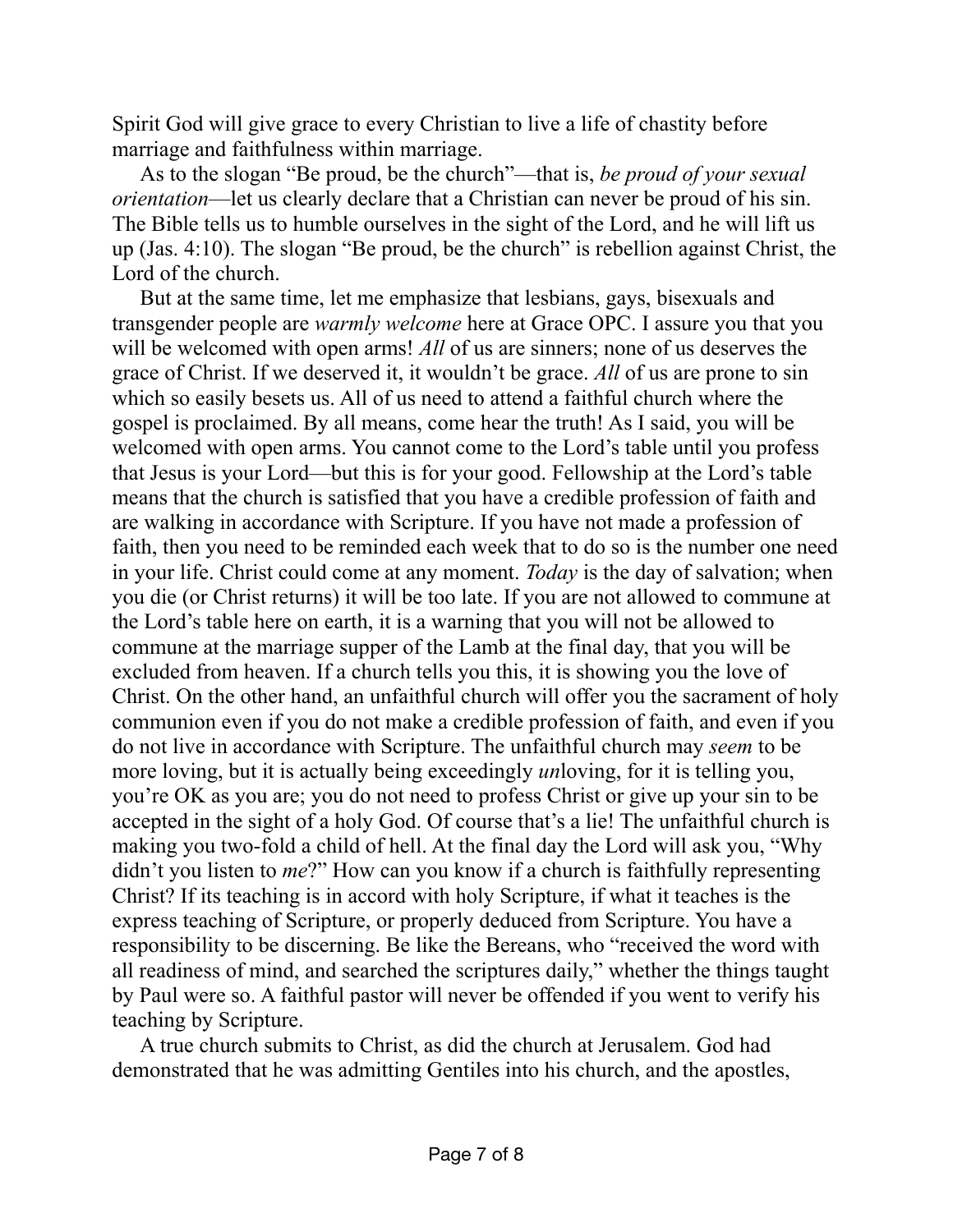Spirit God will give grace to every Christian to live a life of chastity before marriage and faithfulness within marriage.

As to the slogan "Be proud, be the church"—that is, *be proud of your sexual orientation*—let us clearly declare that a Christian can never be proud of his sin. The Bible tells us to humble ourselves in the sight of the Lord, and he will lift us up (Jas. 4:10). The slogan "Be proud, be the church" is rebellion against Christ, the Lord of the church.

But at the same time, let me emphasize that lesbians, gays, bisexuals and transgender people are *warmly welcome* here at Grace OPC. I assure you that you will be welcomed with open arms! *All* of us are sinners; none of us deserves the grace of Christ. If we deserved it, it wouldn't be grace. *All* of us are prone to sin which so easily besets us. All of us need to attend a faithful church where the gospel is proclaimed. By all means, come hear the truth! As I said, you will be welcomed with open arms. You cannot come to the Lord's table until you profess that Jesus is your Lord—but this is for your good. Fellowship at the Lord's table means that the church is satisfied that you have a credible profession of faith and are walking in accordance with Scripture. If you have not made a profession of faith, then you need to be reminded each week that to do so is the number one need in your life. Christ could come at any moment. *Today* is the day of salvation; when you die (or Christ returns) it will be too late. If you are not allowed to commune at the Lord's table here on earth, it is a warning that you will not be allowed to commune at the marriage supper of the Lamb at the final day, that you will be excluded from heaven. If a church tells you this, it is showing you the love of Christ. On the other hand, an unfaithful church will offer you the sacrament of holy communion even if you do not make a credible profession of faith, and even if you do not live in accordance with Scripture. The unfaithful church may *seem* to be more loving, but it is actually being exceedingly *un*loving, for it is telling you, you're OK as you are; you do not need to profess Christ or give up your sin to be accepted in the sight of a holy God. Of course that's a lie! The unfaithful church is making you two-fold a child of hell. At the final day the Lord will ask you, "Why didn't you listen to *me*?" How can you know if a church is faithfully representing Christ? If its teaching is in accord with holy Scripture, if what it teaches is the express teaching of Scripture, or properly deduced from Scripture. You have a responsibility to be discerning. Be like the Bereans, who "received the word with all readiness of mind, and searched the scriptures daily," whether the things taught by Paul were so. A faithful pastor will never be offended if you went to verify his teaching by Scripture.

A true church submits to Christ, as did the church at Jerusalem. God had demonstrated that he was admitting Gentiles into his church, and the apostles,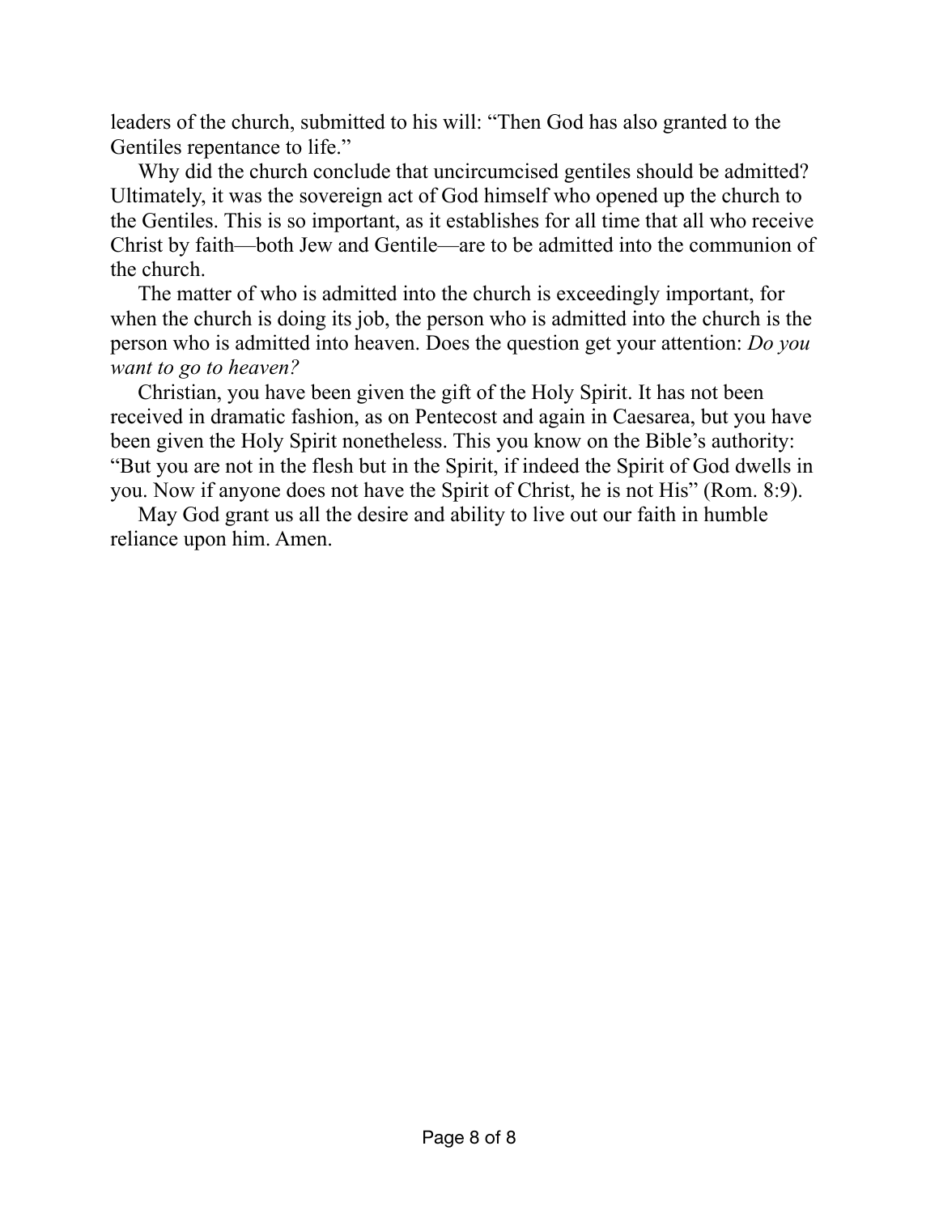leaders of the church, submitted to his will: “Then God has also granted to the Gentiles repentance to life.”

Why did the church conclude that uncircumcised gentiles should be admitted? Ultimately, it was the sovereign act of God himself who opened up the church to the Gentiles. This is so important, as it establishes for all time that all who receive Christ by faith—both Jew and Gentile—are to be admitted into the communion of the church.

The matter of who is admitted into the church is exceedingly important, for when the church is doing its job, the person who is admitted into the church is the person who is admitted into heaven. Does the question get your attention: *Do you want to go to heaven?*

Christian, you have been given the gift of the Holy Spirit. It has not been received in dramatic fashion, as on Pentecost and again in Caesarea, but you have been given the Holy Spirit nonetheless. This you know on the Bible’s authority: “But you are not in the flesh but in the Spirit, if indeed the Spirit of God dwells in you. Now if anyone does not have the Spirit of Christ, he is not His” (Rom. 8:9).

May God grant us all the desire and ability to live out our faith in humble reliance upon him. Amen.